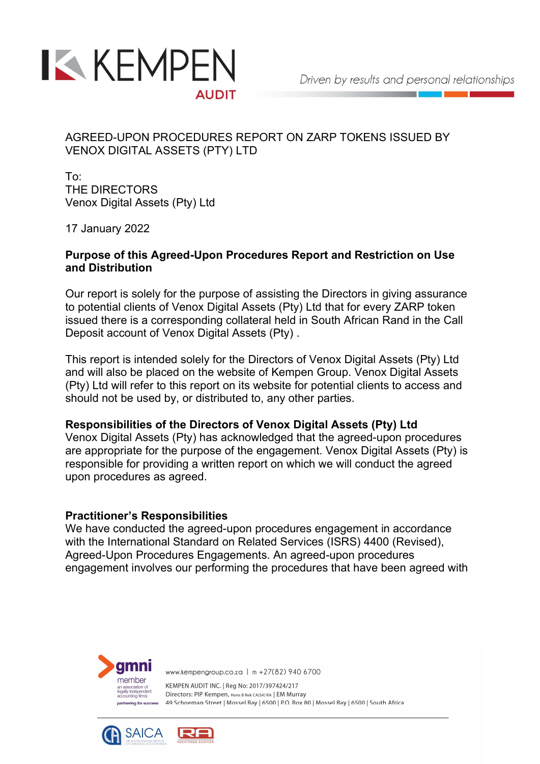# AGREED-UPON PROCEDURES REPORT ON ZARP TOKENS ISSUED BY VENOX DIGITAL ASSETS (PTY) LTD

To:
THE DIRECTORS
Venox Digital Assets (Pty) Ltd

17 January 2022

**Purpose of this Agreed-Upon Procedures Report and Restriction on Use and Distribution**

Our report is solely for the purpose of assisting the Directors in giving assurance to potential clients of Venox Digital Assets (Pty) Ltd that for every ZARP token issued there is a corresponding collateral held in South African Rand in the Call Deposit account of Venox Digital Assets (Pty) .

This report is intended solely for the Directors of Venox Digital Assets (Pty) Ltd and will also be placed on the website of Kempen Group. Venox Digital Assets (Pty) Ltd will refer to this report on its website for potential clients to access and should not be used by, or distributed to, any other parties.

**Responsibilities of the Directors of Venox Digital Assets (Pty) Ltd**
Venox Digital Assets (Pty) has acknowledged that the agreed-upon procedures are appropriate for the purpose of the engagement. Venox Digital Assets (Pty) is responsible for providing a written report on which we will conduct the agreed upon procedures as agreed.

**Practitioner's Responsibilities**
We have conducted the agreed-upon procedures engagement in accordance with the International Standard on Related Services (ISRS) 4400 (Revised), Agreed-Upon Procedures Engagements. An agreed-upon procedures engagement involves our performing the procedures that have been agreed with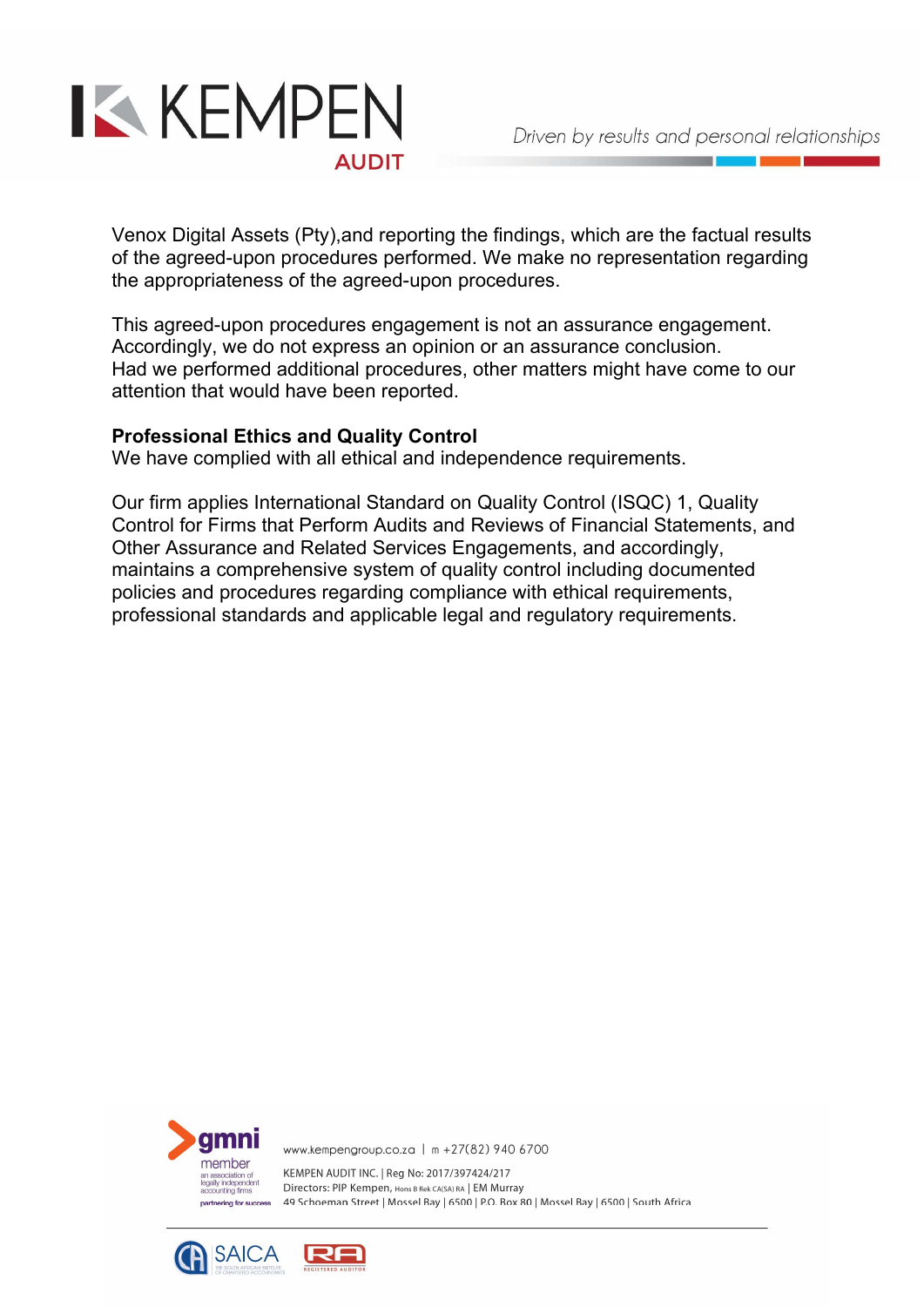Venox Digital Assets (Pty),and reporting the findings, which are the factual results of the agreed-upon procedures performed. We make no representation regarding the appropriateness of the agreed-upon procedures.

This agreed-upon procedures engagement is not an assurance engagement. Accordingly, we do not express an opinion or an assurance conclusion. Had we performed additional procedures, other matters might have come to our attention that would have been reported.

**Professional Ethics and Quality Control**
We have complied with all ethical and independence requirements.

Our firm applies International Standard on Quality Control (ISQC) 1, Quality Control for Firms that Perform Audits and Reviews of Financial Statements, and Other Assurance and Related Services Engagements, and accordingly, maintains a comprehensive system of quality control including documented policies and procedures regarding compliance with ethical requirements, professional standards and applicable legal and regulatory requirements.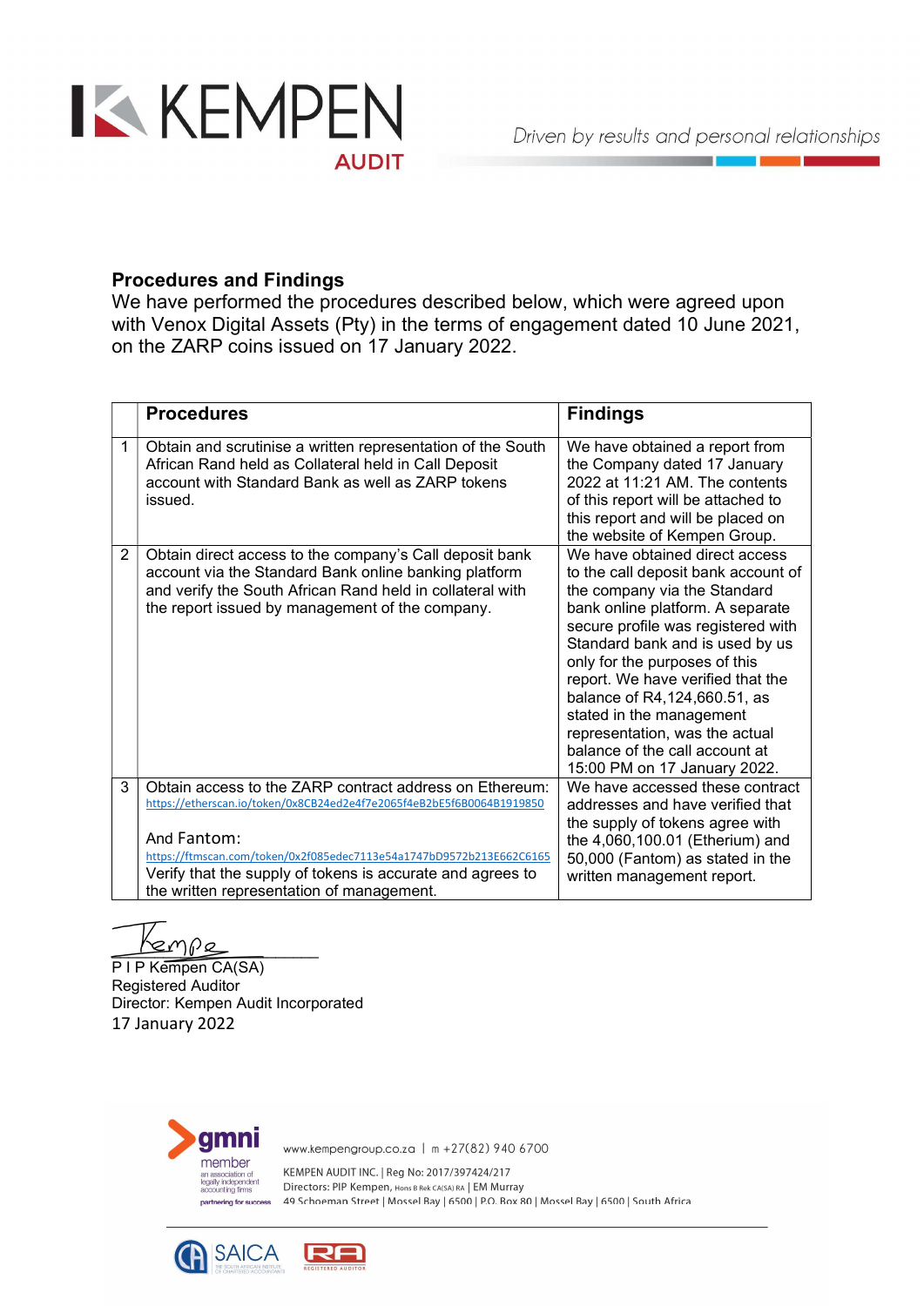## Procedures and Findings

We have performed the procedures described below, which were agreed upon with Venox Digital Assets (Pty) in the terms of engagement dated 10 June 2021, on the ZARP coins issued on 17 January 2022.

| | Procedures | Findings |
|---|---|---|
| 1 | Obtain and scrutinise a written representation of the South African Rand held as Collateral held in Call Deposit account with Standard Bank as well as ZARP tokens issued. | We have obtained a report from the Company dated 17 January 2022 at 11:21 AM. The contents of this report will be attached to this report and will be placed on the website of Kempen Group. |
| 2 | Obtain direct access to the company's Call deposit bank account via the Standard Bank online banking platform and verify the South African Rand held in collateral with the report issued by management of the company. | We have obtained direct access to the call deposit bank account of the company via the Standard bank online platform. A separate secure profile was registered with Standard bank and is used by us only for the purposes of this report. We have verified that the balance of R4,124,660.51, as stated in the management representation, was the actual balance of the call account at 15:00 PM on 17 January 2022. |
| 3 | Obtain access to the ZARP contract address on Ethereum: https://etherscan.io/token/0x8CB24ed2e4f7e2065f4eB2bE5f6B0064B1919850<br><br>And Fantom: https://ftmscan.com/token/0x2f085edec7113e54a1747bD9572b213E662C6165<br>Verify that the supply of tokens is accurate and agrees to the written representation of management. | We have accessed these contract addresses and have verified that the supply of tokens agree with the 4,060,100.01 (Etherium) and 50,000 (Fantom) as stated in the written management report. |

P I P Kempen CA(SA)
Registered Auditor
Director: Kempen Audit Incorporated
17 January 2022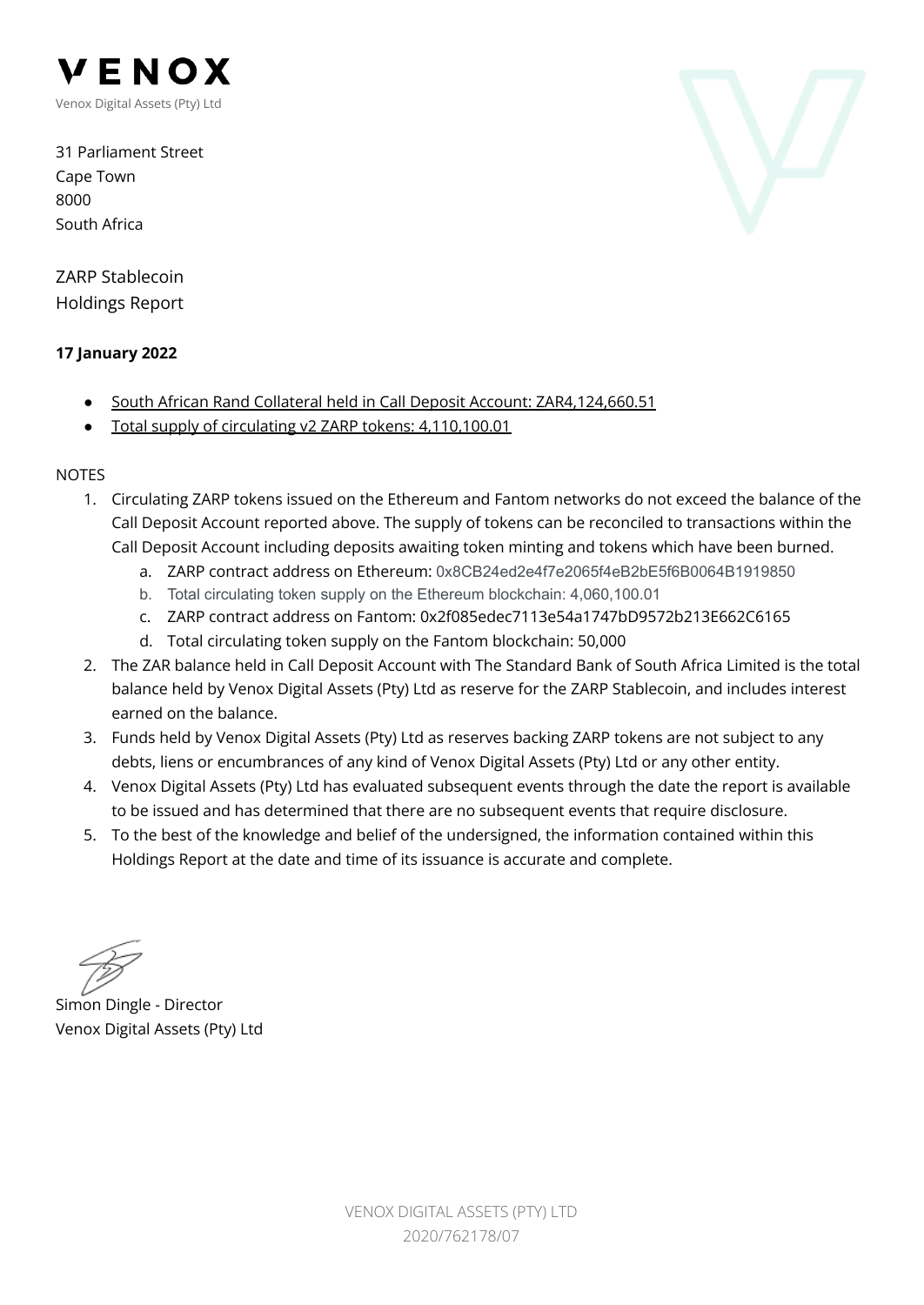# VENOX

Venox Digital Assets (Pty) Ltd

31 Parliament Street
Cape Town
8000
South Africa

ZARP Stablecoin
Holdings Report

**17 January 2022**

- South African Rand Collateral held in Call Deposit Account: ZAR4,124,660.51
- Total supply of circulating v2 ZARP tokens: 4,110,100.01

NOTES

1. Circulating ZARP tokens issued on the Ethereum and Fantom networks do not exceed the balance of the Call Deposit Account reported above. The supply of tokens can be reconciled to transactions within the Call Deposit Account including deposits awaiting token minting and tokens which have been burned.
    a. ZARP contract address on Ethereum: 0x8CB24ed2e4f7e2065f4eB2bE5f6B0064B1919850
    b. Total circulating token supply on the Ethereum blockchain: 4,060,100.01
    c. ZARP contract address on Fantom: 0x2f085edec7113e54a1747bD9572b213E662C6165
    d. Total circulating token supply on the Fantom blockchain: 50,000
2. The ZAR balance held in Call Deposit Account with The Standard Bank of South Africa Limited is the total balance held by Venox Digital Assets (Pty) Ltd as reserve for the ZARP Stablecoin, and includes interest earned on the balance.
3. Funds held by Venox Digital Assets (Pty) Ltd as reserves backing ZARP tokens are not subject to any debts, liens or encumbrances of any kind of Venox Digital Assets (Pty) Ltd or any other entity.
4. Venox Digital Assets (Pty) Ltd has evaluated subsequent events through the date the report is available to be issued and has determined that there are no subsequent events that require disclosure.
5. To the best of the knowledge and belief of the undersigned, the information contained within this Holdings Report at the date and time of its issuance is accurate and complete.

Simon Dingle - Director
Venox Digital Assets (Pty) Ltd

VENOX DIGITAL ASSETS (PTY) LTD
2020/762178/07